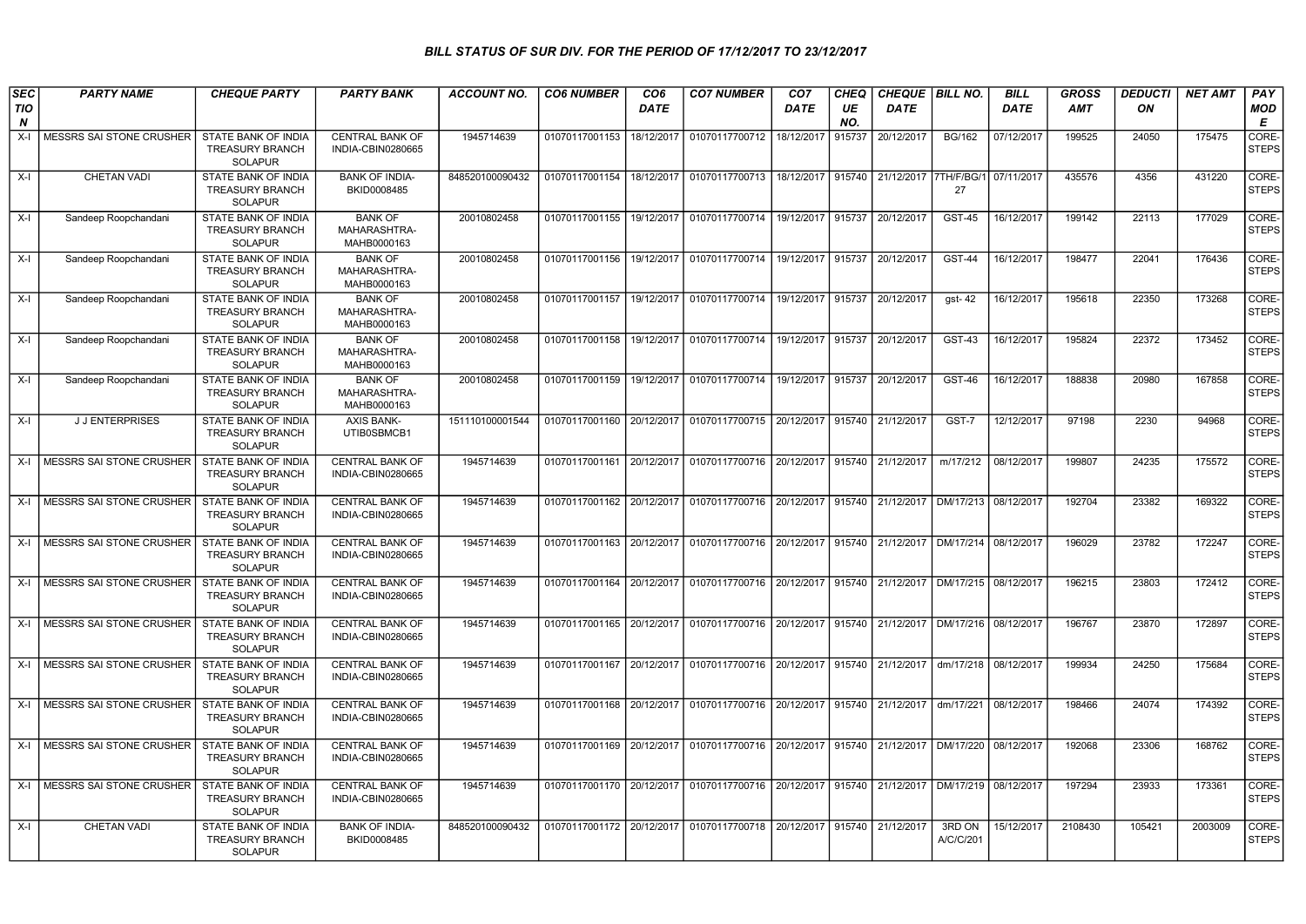# BILL STATUS OF SUR DIV. FOR THE PERIOD OF 17/12/2017 TO 23/12/2017

| SECTION | PARTY NAME | CHEQUE PARTY | PARTY BANK | ACCOUNT NO. | CO6 NUMBER | CO6 DATE | CO7 NUMBER | CO7 DATE | CHEQUE NO. | CHEQUE DATE | BILL NO. | BILL DATE | GROSS AMT | DEDUCTION | NET AMT | PAY MODE |
|---|---|---|---|---|---|---|---|---|---|---|---|---|---|---|---|---|
| X-I | MESSRS SAI STONE CRUSHER | STATE BANK OF INDIA TREASURY BRANCH SOLAPUR | CENTRAL BANK OF INDIA-CBIN0280665 | 1945714639 | 01070117001153 | 18/12/2017 | 01070117700712 | 18/12/2017 | 915737 | 20/12/2017 | BG/162 | 07/12/2017 | 199525 | 24050 | 175475 | CORE-STEPS |
| X-I | CHETAN VADI | STATE BANK OF INDIA TREASURY BRANCH SOLAPUR | BANK OF INDIA-BKID0008485 | 848520100090432 | 01070117001154 | 18/12/2017 | 01070117700713 | 18/12/2017 | 915740 | 21/12/2017 | 7TH/F/BG/127 | 07/11/2017 | 435576 | 4356 | 431220 | CORE-STEPS |
| X-I | Sandeep Roopchandani | STATE BANK OF INDIA TREASURY BRANCH SOLAPUR | BANK OF MAHARASHTRA-MAHB0000163 | 20010802458 | 01070117001155 | 19/12/2017 | 01070117700714 | 19/12/2017 | 915737 | 20/12/2017 | GST-45 | 16/12/2017 | 199142 | 22113 | 177029 | CORE-STEPS |
| X-I | Sandeep Roopchandani | STATE BANK OF INDIA TREASURY BRANCH SOLAPUR | BANK OF MAHARASHTRA-MAHB0000163 | 20010802458 | 01070117001156 | 19/12/2017 | 01070117700714 | 19/12/2017 | 915737 | 20/12/2017 | GST-44 | 16/12/2017 | 198477 | 22041 | 176436 | CORE-STEPS |
| X-I | Sandeep Roopchandani | STATE BANK OF INDIA TREASURY BRANCH SOLAPUR | BANK OF MAHARASHTRA-MAHB0000163 | 20010802458 | 01070117001157 | 19/12/2017 | 01070117700714 | 19/12/2017 | 915737 | 20/12/2017 | gst- 42 | 16/12/2017 | 195618 | 22350 | 173268 | CORE-STEPS |
| X-I | Sandeep Roopchandani | STATE BANK OF INDIA TREASURY BRANCH SOLAPUR | BANK OF MAHARASHTRA-MAHB0000163 | 20010802458 | 01070117001158 | 19/12/2017 | 01070117700714 | 19/12/2017 | 915737 | 20/12/2017 | GST-43 | 16/12/2017 | 195824 | 22372 | 173452 | CORE-STEPS |
| X-I | Sandeep Roopchandani | STATE BANK OF INDIA TREASURY BRANCH SOLAPUR | BANK OF MAHARASHTRA-MAHB0000163 | 20010802458 | 01070117001159 | 19/12/2017 | 01070117700714 | 19/12/2017 | 915737 | 20/12/2017 | GST-46 | 16/12/2017 | 188838 | 20980 | 167858 | CORE-STEPS |
| X-I | J J ENTERPRISES | STATE BANK OF INDIA TREASURY BRANCH SOLAPUR | AXIS BANK-UTIB0SBMCB1 | 151110100001544 | 01070117001160 | 20/12/2017 | 01070117700715 | 20/12/2017 | 915740 | 21/12/2017 | GST-7 | 12/12/2017 | 97198 | 2230 | 94968 | CORE-STEPS |
| X-I | MESSRS SAI STONE CRUSHER | STATE BANK OF INDIA TREASURY BRANCH SOLAPUR | CENTRAL BANK OF INDIA-CBIN0280665 | 1945714639 | 01070117001161 | 20/12/2017 | 01070117700716 | 20/12/2017 | 915740 | 21/12/2017 | m/17/212 | 08/12/2017 | 199807 | 24235 | 175572 | CORE-STEPS |
| X-I | MESSRS SAI STONE CRUSHER | STATE BANK OF INDIA TREASURY BRANCH SOLAPUR | CENTRAL BANK OF INDIA-CBIN0280665 | 1945714639 | 01070117001162 | 20/12/2017 | 01070117700716 | 20/12/2017 | 915740 | 21/12/2017 | DM/17/213 | 08/12/2017 | 192704 | 23382 | 169322 | CORE-STEPS |
| X-I | MESSRS SAI STONE CRUSHER | STATE BANK OF INDIA TREASURY BRANCH SOLAPUR | CENTRAL BANK OF INDIA-CBIN0280665 | 1945714639 | 01070117001163 | 20/12/2017 | 01070117700716 | 20/12/2017 | 915740 | 21/12/2017 | DM/17/214 | 08/12/2017 | 196029 | 23782 | 172247 | CORE-STEPS |
| X-I | MESSRS SAI STONE CRUSHER | STATE BANK OF INDIA TREASURY BRANCH SOLAPUR | CENTRAL BANK OF INDIA-CBIN0280665 | 1945714639 | 01070117001164 | 20/12/2017 | 01070117700716 | 20/12/2017 | 915740 | 21/12/2017 | DM/17/215 | 08/12/2017 | 196215 | 23803 | 172412 | CORE-STEPS |
| X-I | MESSRS SAI STONE CRUSHER | STATE BANK OF INDIA TREASURY BRANCH SOLAPUR | CENTRAL BANK OF INDIA-CBIN0280665 | 1945714639 | 01070117001165 | 20/12/2017 | 01070117700716 | 20/12/2017 | 915740 | 21/12/2017 | DM/17/216 | 08/12/2017 | 196767 | 23870 | 172897 | CORE-STEPS |
| X-I | MESSRS SAI STONE CRUSHER | STATE BANK OF INDIA TREASURY BRANCH SOLAPUR | CENTRAL BANK OF INDIA-CBIN0280665 | 1945714639 | 01070117001167 | 20/12/2017 | 01070117700716 | 20/12/2017 | 915740 | 21/12/2017 | dm/17/218 | 08/12/2017 | 199934 | 24250 | 175684 | CORE-STEPS |
| X-I | MESSRS SAI STONE CRUSHER | STATE BANK OF INDIA TREASURY BRANCH SOLAPUR | CENTRAL BANK OF INDIA-CBIN0280665 | 1945714639 | 01070117001168 | 20/12/2017 | 01070117700716 | 20/12/2017 | 915740 | 21/12/2017 | dm/17/221 | 08/12/2017 | 198466 | 24074 | 174392 | CORE-STEPS |
| X-I | MESSRS SAI STONE CRUSHER | STATE BANK OF INDIA TREASURY BRANCH SOLAPUR | CENTRAL BANK OF INDIA-CBIN0280665 | 1945714639 | 01070117001169 | 20/12/2017 | 01070117700716 | 20/12/2017 | 915740 | 21/12/2017 | DM/17/220 | 08/12/2017 | 192068 | 23306 | 168762 | CORE-STEPS |
| X-I | MESSRS SAI STONE CRUSHER | STATE BANK OF INDIA TREASURY BRANCH SOLAPUR | CENTRAL BANK OF INDIA-CBIN0280665 | 1945714639 | 01070117001170 | 20/12/2017 | 01070117700716 | 20/12/2017 | 915740 | 21/12/2017 | DM/17/219 | 08/12/2017 | 197294 | 23933 | 173361 | CORE-STEPS |
| X-I | CHETAN VADI | STATE BANK OF INDIA TREASURY BRANCH SOLAPUR | BANK OF INDIA-BKID0008485 | 848520100090432 | 01070117001172 | 20/12/2017 | 01070117700718 | 20/12/2017 | 915740 | 21/12/2017 | 3RD ON A/C/C/201 | 15/12/2017 | 2108430 | 105421 | 2003009 | CORE-STEPS |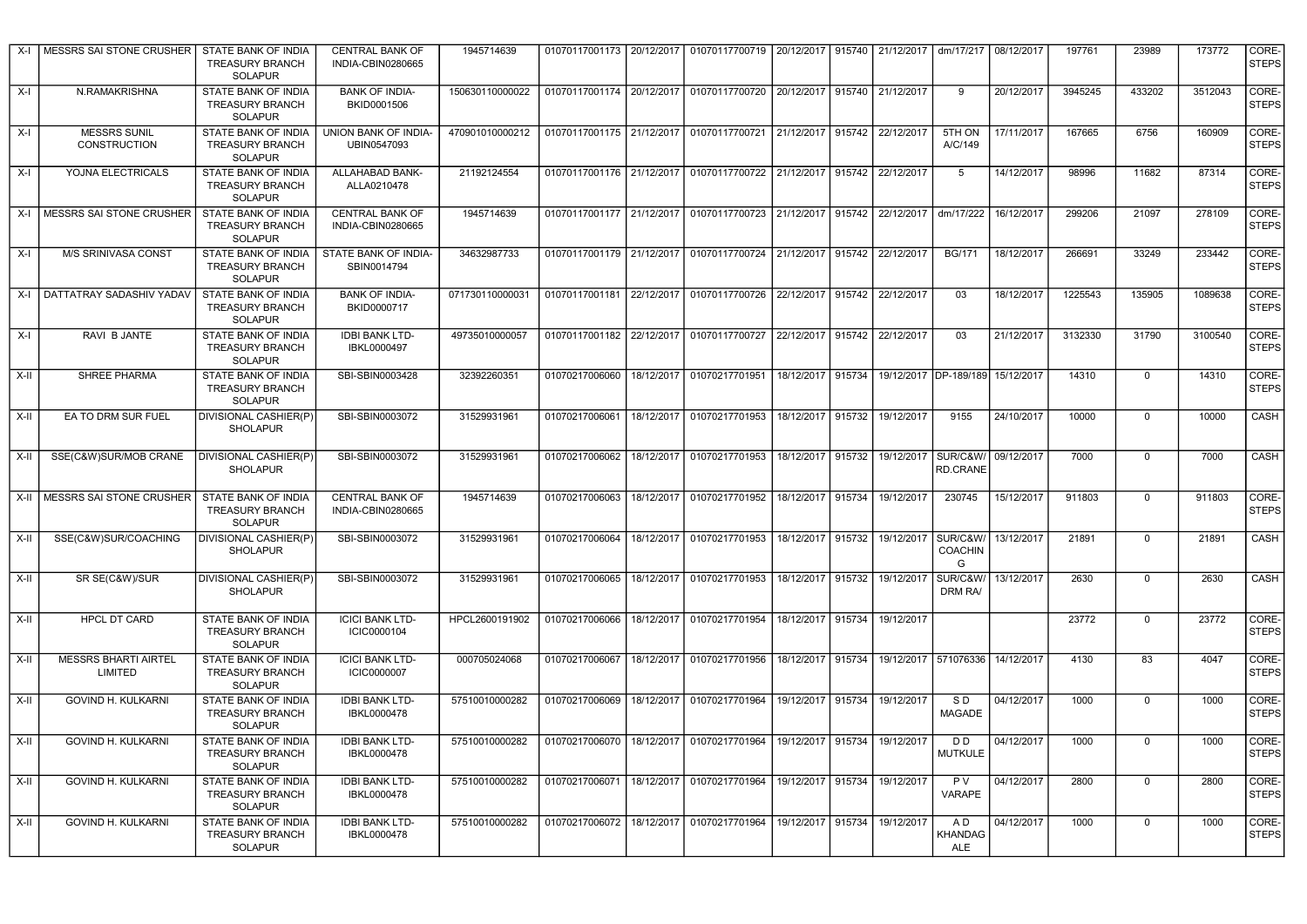| X-I | MESSRS SAI STONE CRUSHER | STATE BANK OF INDIA TREASURY BRANCH SOLAPUR | CENTRAL BANK OF INDIA-CBIN0280665 | 1945714639 | 01070117001173 | 20/12/2017 | 01070117700719 | 20/12/2017 | 915740 | 21/12/2017 | dm/17/217 | 08/12/2017 | 197761 | 23989 | 173772 | CORE-STEPS |
|---|---|---|---|---|---|---|---|---|---|---|---|---|---|---|---|---|
| X-I | N.RAMAKRISHNA | STATE BANK OF INDIA TREASURY BRANCH SOLAPUR | BANK OF INDIA-BKID0001506 | 150630110000022 | 01070117001174 | 20/12/2017 | 01070117700720 | 20/12/2017 | 915740 | 21/12/2017 | 9 | 20/12/2017 | 3945245 | 433202 | 3512043 | CORE-STEPS |
| X-I | MESSRS SUNIL CONSTRUCTION | STATE BANK OF INDIA TREASURY BRANCH SOLAPUR | UNION BANK OF INDIA-UBIN0547093 | 470901010000212 | 01070117001175 | 21/12/2017 | 01070117700721 | 21/12/2017 | 915742 | 22/12/2017 | 5TH ON A/C/149 | 17/11/2017 | 167665 | 6756 | 160909 | CORE-STEPS |
| X-I | YOJNA ELECTRICALS | STATE BANK OF INDIA TREASURY BRANCH SOLAPUR | ALLAHABAD BANK-ALLA0210478 | 21192124554 | 01070117001176 | 21/12/2017 | 01070117700722 | 21/12/2017 | 915742 | 22/12/2017 | 5 | 14/12/2017 | 98996 | 11682 | 87314 | CORE-STEPS |
| X-I | MESSRS SAI STONE CRUSHER | STATE BANK OF INDIA TREASURY BRANCH SOLAPUR | CENTRAL BANK OF INDIA-CBIN0280665 | 1945714639 | 01070117001177 | 21/12/2017 | 01070117700723 | 21/12/2017 | 915742 | 22/12/2017 | dm/17/222 | 16/12/2017 | 299206 | 21097 | 278109 | CORE-STEPS |
| X-I | M/S SRINIVASA CONST | STATE BANK OF INDIA TREASURY BRANCH SOLAPUR | STATE BANK OF INDIA-SBIN0014794 | 34632987733 | 01070117001179 | 21/12/2017 | 01070117700724 | 21/12/2017 | 915742 | 22/12/2017 | BG/171 | 18/12/2017 | 266691 | 33249 | 233442 | CORE-STEPS |
| X-I | DATTATRAY SADASHIV YADAV | STATE BANK OF INDIA TREASURY BRANCH SOLAPUR | BANK OF INDIA-BKID0000717 | 071730110000031 | 01070117001181 | 22/12/2017 | 01070117700726 | 22/12/2017 | 915742 | 22/12/2017 | 03 | 18/12/2017 | 1225543 | 135905 | 1089638 | CORE-STEPS |
| X-I | RAVI B JANTE | STATE BANK OF INDIA TREASURY BRANCH SOLAPUR | IDBI BANK LTD-IBKL0000497 | 49735010000057 | 01070117001182 | 22/12/2017 | 01070117700727 | 22/12/2017 | 915742 | 22/12/2017 | 03 | 21/12/2017 | 3132330 | 31790 | 3100540 | CORE-STEPS |
| X-II | SHREE PHARMA | STATE BANK OF INDIA TREASURY BRANCH SOLAPUR | SBI-SBIN0003428 | 32392260351 | 01070217006060 | 18/12/2017 | 01070217701951 | 18/12/2017 | 915734 | 19/12/2017 | DP-189/189 | 15/12/2017 | 14310 | 0 | 14310 | CORE-STEPS |
| X-II | EA TO DRM SUR FUEL | DIVISIONAL CASHIER(P) SHOLAPUR | SBI-SBIN0003072 | 31529931961 | 01070217006061 | 18/12/2017 | 01070217701953 | 18/12/2017 | 915732 | 19/12/2017 | 9155 | 24/10/2017 | 10000 | 0 | 10000 | CASH |
| X-II | SSE(C&W)SUR/MOB CRANE | DIVISIONAL CASHIER(P) SHOLAPUR | SBI-SBIN0003072 | 31529931961 | 01070217006062 | 18/12/2017 | 01070217701953 | 18/12/2017 | 915732 | 19/12/2017 | SUR/C&W/RD.CRANE | 09/12/2017 | 7000 | 0 | 7000 | CASH |
| X-II | MESSRS SAI STONE CRUSHER | STATE BANK OF INDIA TREASURY BRANCH SOLAPUR | CENTRAL BANK OF INDIA-CBIN0280665 | 1945714639 | 01070217006063 | 18/12/2017 | 01070217701952 | 18/12/2017 | 915734 | 19/12/2017 | 230745 | 15/12/2017 | 911803 | 0 | 911803 | CORE-STEPS |
| X-II | SSE(C&W)SUR/COACHING | DIVISIONAL CASHIER(P) SHOLAPUR | SBI-SBIN0003072 | 31529931961 | 01070217006064 | 18/12/2017 | 01070217701953 | 18/12/2017 | 915732 | 19/12/2017 | SUR/C&W/COACHING | 13/12/2017 | 21891 | 0 | 21891 | CASH |
| X-II | SR SE(C&W)/SUR | DIVISIONAL CASHIER(P) SHOLAPUR | SBI-SBIN0003072 | 31529931961 | 01070217006065 | 18/12/2017 | 01070217701953 | 18/12/2017 | 915732 | 19/12/2017 | SUR/C&W/DRM RA/ | 13/12/2017 | 2630 | 0 | 2630 | CASH |
| X-II | HPCL DT CARD | STATE BANK OF INDIA TREASURY BRANCH SOLAPUR | ICICI BANK LTD-ICIC0000104 | HPCL2600191902 | 01070217006066 | 18/12/2017 | 01070217701954 | 18/12/2017 | 915734 | 19/12/2017 | | | 23772 | 0 | 23772 | CORE-STEPS |
| X-II | MESSRS BHARTI AIRTEL LIMITED | STATE BANK OF INDIA TREASURY BRANCH SOLAPUR | ICICI BANK LTD-ICIC0000007 | 000705024068 | 01070217006067 | 18/12/2017 | 01070217701956 | 18/12/2017 | 915734 | 19/12/2017 | 571076336 | 14/12/2017 | 4130 | 83 | 4047 | CORE-STEPS |
| X-II | GOVIND H. KULKARNI | STATE BANK OF INDIA TREASURY BRANCH SOLAPUR | IDBI BANK LTD-IBKL0000478 | 57510010000282 | 01070217006069 | 18/12/2017 | 01070217701964 | 19/12/2017 | 915734 | 19/12/2017 | S D MAGADE | 04/12/2017 | 1000 | 0 | 1000 | CORE-STEPS |
| X-II | GOVIND H. KULKARNI | STATE BANK OF INDIA TREASURY BRANCH SOLAPUR | IDBI BANK LTD-IBKL0000478 | 57510010000282 | 01070217006070 | 18/12/2017 | 01070217701964 | 19/12/2017 | 915734 | 19/12/2017 | D D MUTKULE | 04/12/2017 | 1000 | 0 | 1000 | CORE-STEPS |
| X-II | GOVIND H. KULKARNI | STATE BANK OF INDIA TREASURY BRANCH SOLAPUR | IDBI BANK LTD-IBKL0000478 | 57510010000282 | 01070217006071 | 18/12/2017 | 01070217701964 | 19/12/2017 | 915734 | 19/12/2017 | P V VARAPE | 04/12/2017 | 2800 | 0 | 2800 | CORE-STEPS |
| X-II | GOVIND H. KULKARNI | STATE BANK OF INDIA TREASURY BRANCH SOLAPUR | IDBI BANK LTD-IBKL0000478 | 57510010000282 | 01070217006072 | 18/12/2017 | 01070217701964 | 19/12/2017 | 915734 | 19/12/2017 | A D KHANDAGALE | 04/12/2017 | 1000 | 0 | 1000 | CORE-STEPS |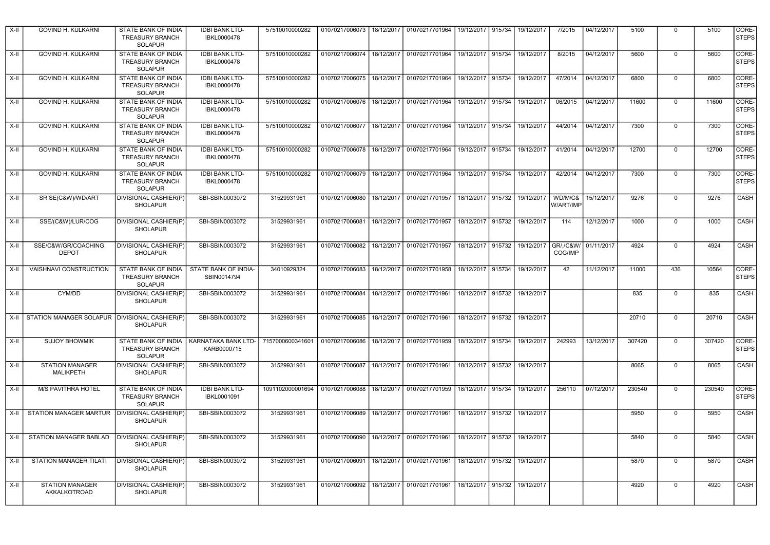| | | | | | | | | | | | | | | | | |
|---|---|---|---|---|---|---|---|---|---|---|---|---|---|---|---|---|
| X-II | GOVIND H. KULKARNI | STATE BANK OF INDIA TREASURY BRANCH SOLAPUR | IDBI BANK LTD-IBKL0000478 | 57510010000282 | 01070217006073 | 18/12/2017 | 01070217701964 | 19/12/2017 | 915734 | 19/12/2017 | 7/2015 | 04/12/2017 | 5100 | 0 | 5100 | CORE-STEPS |
| X-II | GOVIND H. KULKARNI | STATE BANK OF INDIA TREASURY BRANCH SOLAPUR | IDBI BANK LTD-IBKL0000478 | 57510010000282 | 01070217006074 | 18/12/2017 | 01070217701964 | 19/12/2017 | 915734 | 19/12/2017 | 8/2015 | 04/12/2017 | 5600 | 0 | 5600 | CORE-STEPS |
| X-II | GOVIND H. KULKARNI | STATE BANK OF INDIA TREASURY BRANCH SOLAPUR | IDBI BANK LTD-IBKL0000478 | 57510010000282 | 01070217006075 | 18/12/2017 | 01070217701964 | 19/12/2017 | 915734 | 19/12/2017 | 47/2014 | 04/12/2017 | 6800 | 0 | 6800 | CORE-STEPS |
| X-II | GOVIND H. KULKARNI | STATE BANK OF INDIA TREASURY BRANCH SOLAPUR | IDBI BANK LTD-IBKL0000478 | 57510010000282 | 01070217006076 | 18/12/2017 | 01070217701964 | 19/12/2017 | 915734 | 19/12/2017 | 06/2015 | 04/12/2017 | 11600 | 0 | 11600 | CORE-STEPS |
| X-II | GOVIND H. KULKARNI | STATE BANK OF INDIA TREASURY BRANCH SOLAPUR | IDBI BANK LTD-IBKL0000478 | 57510010000282 | 01070217006077 | 18/12/2017 | 01070217701964 | 19/12/2017 | 915734 | 19/12/2017 | 44/2014 | 04/12/2017 | 7300 | 0 | 7300 | CORE-STEPS |
| X-II | GOVIND H. KULKARNI | STATE BANK OF INDIA TREASURY BRANCH SOLAPUR | IDBI BANK LTD-IBKL0000478 | 57510010000282 | 01070217006078 | 18/12/2017 | 01070217701964 | 19/12/2017 | 915734 | 19/12/2017 | 41/2014 | 04/12/2017 | 12700 | 0 | 12700 | CORE-STEPS |
| X-II | GOVIND H. KULKARNI | STATE BANK OF INDIA TREASURY BRANCH SOLAPUR | IDBI BANK LTD-IBKL0000478 | 57510010000282 | 01070217006079 | 18/12/2017 | 01070217701964 | 19/12/2017 | 915734 | 19/12/2017 | 42/2014 | 04/12/2017 | 7300 | 0 | 7300 | CORE-STEPS |
| X-II | SR SE(C&W)/WD/ART | DIVISIONAL CASHIER(P) SHOLAPUR | SBI-SBIN0003072 | 31529931961 | 01070217006080 | 18/12/2017 | 01070217701957 | 18/12/2017 | 915732 | 19/12/2017 | WD/M/C&W/ART/IMP | 15/12/2017 | 9276 | 0 | 9276 | CASH |
| X-II | SSE/(C&W)/LUR/COG | DIVISIONAL CASHIER(P) SHOLAPUR | SBI-SBIN0003072 | 31529931961 | 01070217006081 | 18/12/2017 | 01070217701957 | 18/12/2017 | 915732 | 19/12/2017 | 114 | 12/12/2017 | 1000 | 0 | 1000 | CASH |
| X-II | SSE/C&W/GR/COACHING DEPOT | DIVISIONAL CASHIER(P) SHOLAPUR | SBI-SBIN0003072 | 31529931961 | 01070217006082 | 18/12/2017 | 01070217701957 | 18/12/2017 | 915732 | 19/12/2017 | GR/,/C&W/COG/IMP | 01/11/2017 | 4924 | 0 | 4924 | CASH |
| X-II | VAISHNAVI CONSTRUCTION | STATE BANK OF INDIA TREASURY BRANCH SOLAPUR | STATE BANK OF INDIA-SBIN0014794 | 34010929324 | 01070217006083 | 18/12/2017 | 01070217701958 | 18/12/2017 | 915734 | 19/12/2017 | 42 | 11/12/2017 | 11000 | 436 | 10564 | CORE-STEPS |
| X-II | CYM/DD | DIVISIONAL CASHIER(P) SHOLAPUR | SBI-SBIN0003072 | 31529931961 | 01070217006084 | 18/12/2017 | 01070217701961 | 18/12/2017 | 915732 | 19/12/2017 | | | 835 | 0 | 835 | CASH |
| X-II | STATION MANAGER SOLAPUR | DIVISIONAL CASHIER(P) SHOLAPUR | SBI-SBIN0003072 | 31529931961 | 01070217006085 | 18/12/2017 | 01070217701961 | 18/12/2017 | 915732 | 19/12/2017 | | | 20710 | 0 | 20710 | CASH |
| X-II | SUJOY BHOWMIK | STATE BANK OF INDIA TREASURY BRANCH SOLAPUR | KARNATAKA BANK LTD-KARB0000715 | 7157000600341601 | 01070217006086 | 18/12/2017 | 01070217701959 | 18/12/2017 | 915734 | 19/12/2017 | 242993 | 13/12/2017 | 307420 | 0 | 307420 | CORE-STEPS |
| X-II | STATION MANAGER MALIKPETH | DIVISIONAL CASHIER(P) SHOLAPUR | SBI-SBIN0003072 | 31529931961 | 01070217006087 | 18/12/2017 | 01070217701961 | 18/12/2017 | 915732 | 19/12/2017 | | | 8065 | 0 | 8065 | CASH |
| X-II | M/S PAVITHRA HOTEL | STATE BANK OF INDIA TREASURY BRANCH SOLAPUR | IDBI BANK LTD-IBKL0001091 | 1091102000001694 | 01070217006088 | 18/12/2017 | 01070217701959 | 18/12/2017 | 915734 | 19/12/2017 | 256110 | 07/12/2017 | 230540 | 0 | 230540 | CORE-STEPS |
| X-II | STATION MANAGER MARTUR | DIVISIONAL CASHIER(P) SHOLAPUR | SBI-SBIN0003072 | 31529931961 | 01070217006089 | 18/12/2017 | 01070217701961 | 18/12/2017 | 915732 | 19/12/2017 | | | 5950 | 0 | 5950 | CASH |
| X-II | STATION MANAGER BABLAD | DIVISIONAL CASHIER(P) SHOLAPUR | SBI-SBIN0003072 | 31529931961 | 01070217006090 | 18/12/2017 | 01070217701961 | 18/12/2017 | 915732 | 19/12/2017 | | | 5840 | 0 | 5840 | CASH |
| X-II | STATION MANAGER TILATI | DIVISIONAL CASHIER(P) SHOLAPUR | SBI-SBIN0003072 | 31529931961 | 01070217006091 | 18/12/2017 | 01070217701961 | 18/12/2017 | 915732 | 19/12/2017 | | | 5870 | 0 | 5870 | CASH |
| X-II | STATION MANAGER AKKALKOTROAD | DIVISIONAL CASHIER(P) SHOLAPUR | SBI-SBIN0003072 | 31529931961 | 01070217006092 | 18/12/2017 | 01070217701961 | 18/12/2017 | 915732 | 19/12/2017 | | | 4920 | 0 | 4920 | CASH |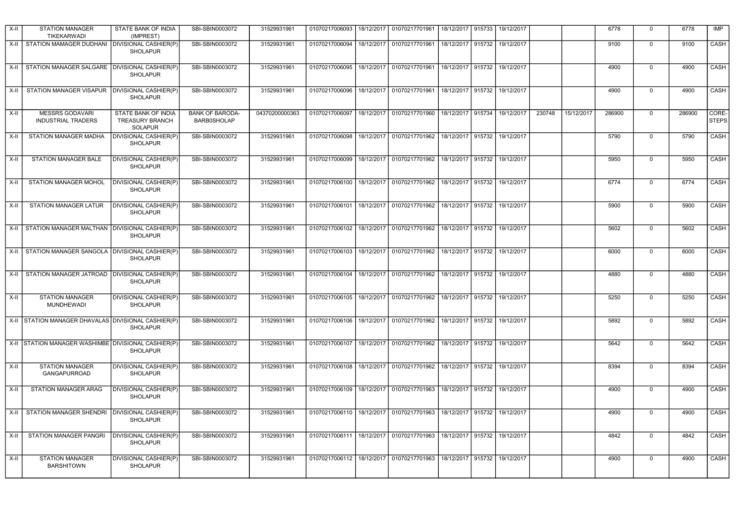| X-II | STATION MANAGER TIKEKARWADI | STATE BANK OF INDIA (IMPREST) | SBI-SBIN0003072 | 31529931961 | 01070217006093 | 18/12/2017 | 01070217701961 | 18/12/2017 | 915733 | 19/12/2017 | | | 6778 | 0 | 6778 | IMP |
|---|---|---|---|---|---|---|---|---|---|---|---|---|---|---|---|---|
| X-II | STATION MAMAGER DUDHANI | DIVISIONAL CASHIER(P) SHOLAPUR | SBI-SBIN0003072 | 31529931961 | 01070217006094 | 18/12/2017 | 01070217701961 | 18/12/2017 | 915732 | 19/12/2017 | | | 9100 | 0 | 9100 | CASH |
| X-II | STATION MANAGER SALGARE | DIVISIONAL CASHIER(P) SHOLAPUR | SBI-SBIN0003072 | 31529931961 | 01070217006095 | 18/12/2017 | 01070217701961 | 18/12/2017 | 915732 | 19/12/2017 | | | 4900 | 0 | 4900 | CASH |
| X-II | STATION MANAGER VISAPUR | DIVISIONAL CASHIER(P) SHOLAPUR | SBI-SBIN0003072 | 31529931961 | 01070217006096 | 18/12/2017 | 01070217701961 | 18/12/2017 | 915732 | 19/12/2017 | | | 4900 | 0 | 4900 | CASH |
| X-II | MESSRS GODAVARI INDUSTRIAL TRADERS | STATE BANK OF INDIA TREASURY BRANCH SOLAPUR | BANK OF BARODA-BARB0SHOLAP | 04370200000363 | 01070217006097 | 18/12/2017 | 01070217701960 | 18/12/2017 | 915734 | 19/12/2017 | 230748 | 15/12/2017 | 286900 | 0 | 286900 | CORE-STEPS |
| X-II | STATION MANAGER MADHA | DIVISIONAL CASHIER(P) SHOLAPUR | SBI-SBIN0003072 | 31529931961 | 01070217006098 | 18/12/2017 | 01070217701962 | 18/12/2017 | 915732 | 19/12/2017 | | | 5790 | 0 | 5790 | CASH |
| X-II | STATION MANAGER BALE | DIVISIONAL CASHIER(P) SHOLAPUR | SBI-SBIN0003072 | 31529931961 | 01070217006099 | 18/12/2017 | 01070217701962 | 18/12/2017 | 915732 | 19/12/2017 | | | 5950 | 0 | 5950 | CASH |
| X-II | STATION MANAGER MOHOL | DIVISIONAL CASHIER(P) SHOLAPUR | SBI-SBIN0003072 | 31529931961 | 01070217006100 | 18/12/2017 | 01070217701962 | 18/12/2017 | 915732 | 19/12/2017 | | | 6774 | 0 | 6774 | CASH |
| X-II | STATION MANAGER LATUR | DIVISIONAL CASHIER(P) SHOLAPUR | SBI-SBIN0003072 | 31529931961 | 01070217006101 | 18/12/2017 | 01070217701962 | 18/12/2017 | 915732 | 19/12/2017 | | | 5900 | 0 | 5900 | CASH |
| X-II | STATION MANAGER MALTHAN | DIVISIONAL CASHIER(P) SHOLAPUR | SBI-SBIN0003072 | 31529931961 | 01070217006102 | 18/12/2017 | 01070217701962 | 18/12/2017 | 915732 | 19/12/2017 | | | 5602 | 0 | 5602 | CASH |
| X-II | STATION MANAGER SANGOLA | DIVISIONAL CASHIER(P) SHOLAPUR | SBI-SBIN0003072 | 31529931961 | 01070217006103 | 18/12/2017 | 01070217701962 | 18/12/2017 | 915732 | 19/12/2017 | | | 6000 | 0 | 6000 | CASH |
| X-II | STATION MANAGER JATROAD | DIVISIONAL CASHIER(P) SHOLAPUR | SBI-SBIN0003072 | 31529931961 | 01070217006104 | 18/12/2017 | 01070217701962 | 18/12/2017 | 915732 | 19/12/2017 | | | 4880 | 0 | 4880 | CASH |
| X-II | STATION MANAGER MUNDHEWADI | DIVISIONAL CASHIER(P) SHOLAPUR | SBI-SBIN0003072 | 31529931961 | 01070217006105 | 18/12/2017 | 01070217701962 | 18/12/2017 | 915732 | 19/12/2017 | | | 5250 | 0 | 5250 | CASH |
| X-II | STATION MANAGER DHAVALAS | DIVISIONAL CASHIER(P) SHOLAPUR | SBI-SBIN0003072 | 31529931961 | 01070217006106 | 18/12/2017 | 01070217701962 | 18/12/2017 | 915732 | 19/12/2017 | | | 5892 | 0 | 5892 | CASH |
| X-II | STATION MANAGER WASHIMBE | DIVISIONAL CASHIER(P) SHOLAPUR | SBI-SBIN0003072 | 31529931961 | 01070217006107 | 18/12/2017 | 01070217701962 | 18/12/2017 | 915732 | 19/12/2017 | | | 5642 | 0 | 5642 | CASH |
| X-II | STATION MANAGER GANGAPURROAD | DIVISIONAL CASHIER(P) SHOLAPUR | SBI-SBIN0003072 | 31529931961 | 01070217006108 | 18/12/2017 | 01070217701962 | 18/12/2017 | 915732 | 19/12/2017 | | | 8394 | 0 | 8394 | CASH |
| X-II | STATION MANAGER ARAG | DIVISIONAL CASHIER(P) SHOLAPUR | SBI-SBIN0003072 | 31529931961 | 01070217006109 | 18/12/2017 | 01070217701963 | 18/12/2017 | 915732 | 19/12/2017 | | | 4900 | 0 | 4900 | CASH |
| X-II | STATION MANAGER SHENDRI | DIVISIONAL CASHIER(P) SHOLAPUR | SBI-SBIN0003072 | 31529931961 | 01070217006110 | 18/12/2017 | 01070217701963 | 18/12/2017 | 915732 | 19/12/2017 | | | 4900 | 0 | 4900 | CASH |
| X-II | STATION MANAGER PANGRI | DIVISIONAL CASHIER(P) SHOLAPUR | SBI-SBIN0003072 | 31529931961 | 01070217006111 | 18/12/2017 | 01070217701963 | 18/12/2017 | 915732 | 19/12/2017 | | | 4842 | 0 | 4842 | CASH |
| X-II | STATION MANAGER BARSHITOWN | DIVISIONAL CASHIER(P) SHOLAPUR | SBI-SBIN0003072 | 31529931961 | 01070217006112 | 18/12/2017 | 01070217701963 | 18/12/2017 | 915732 | 19/12/2017 | | | 4900 | 0 | 4900 | CASH |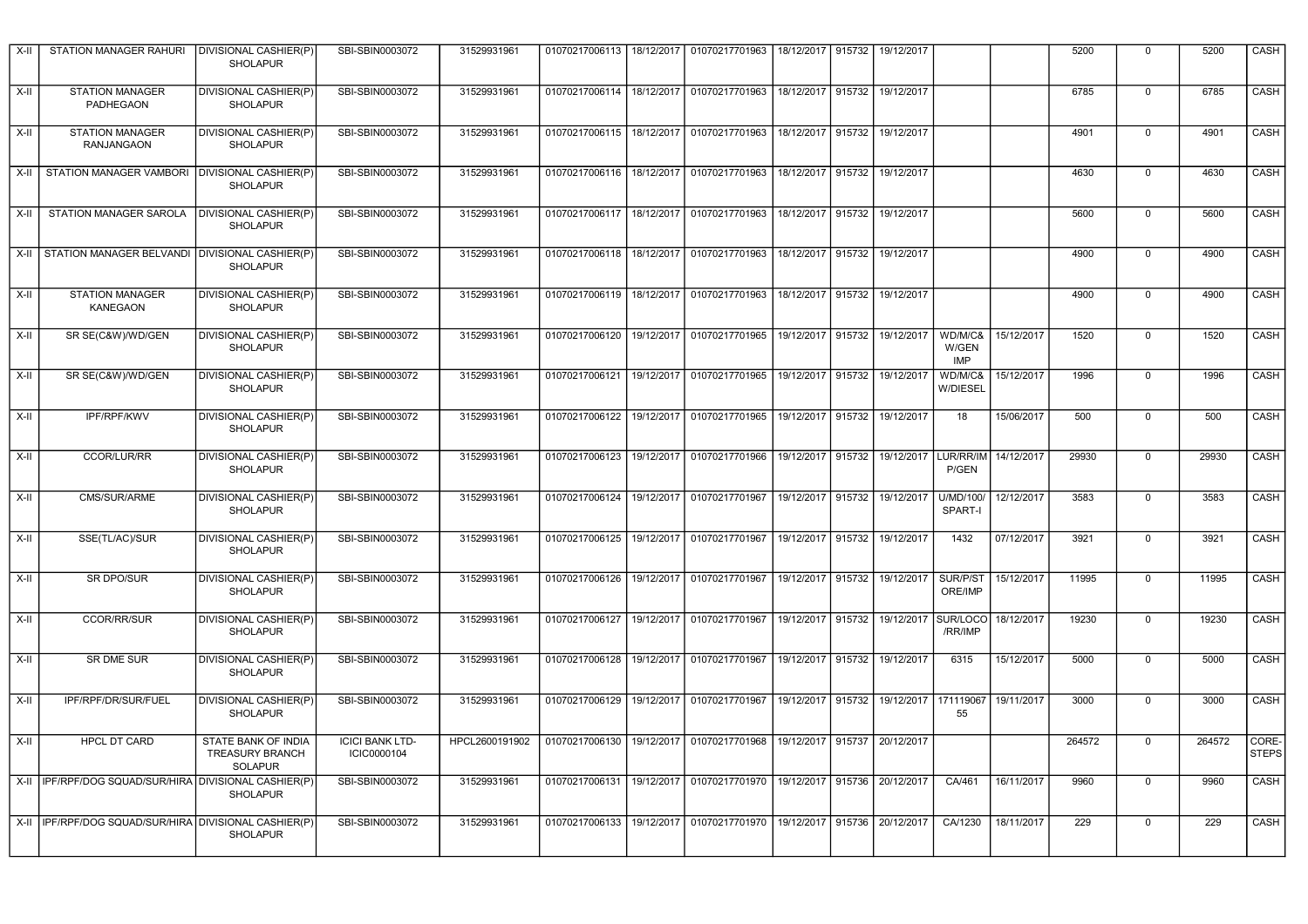| X-II | STATION MANAGER RAHURI | DIVISIONAL CASHIER(P) SHOLAPUR | SBI-SBIN0003072 | 31529931961 | 01070217006113 | 18/12/2017 | 01070217701963 | 18/12/2017 | 915732 | 19/12/2017 | | | 5200 | 0 | 5200 | CASH |
|---|---|---|---|---|---|---|---|---|---|---|---|---|---|---|---|---|
| X-II | STATION MANAGER PADHEGAON | DIVISIONAL CASHIER(P) SHOLAPUR | SBI-SBIN0003072 | 31529931961 | 01070217006114 | 18/12/2017 | 01070217701963 | 18/12/2017 | 915732 | 19/12/2017 | | | 6785 | 0 | 6785 | CASH |
| X-II | STATION MANAGER RANJANGAON | DIVISIONAL CASHIER(P) SHOLAPUR | SBI-SBIN0003072 | 31529931961 | 01070217006115 | 18/12/2017 | 01070217701963 | 18/12/2017 | 915732 | 19/12/2017 | | | 4901 | 0 | 4901 | CASH |
| X-II | STATION MANAGER VAMBORI | DIVISIONAL CASHIER(P) SHOLAPUR | SBI-SBIN0003072 | 31529931961 | 01070217006116 | 18/12/2017 | 01070217701963 | 18/12/2017 | 915732 | 19/12/2017 | | | 4630 | 0 | 4630 | CASH |
| X-II | STATION MANAGER SAROLA | DIVISIONAL CASHIER(P) SHOLAPUR | SBI-SBIN0003072 | 31529931961 | 01070217006117 | 18/12/2017 | 01070217701963 | 18/12/2017 | 915732 | 19/12/2017 | | | 5600 | 0 | 5600 | CASH |
| X-II | STATION MANAGER BELVANDI | DIVISIONAL CASHIER(P) SHOLAPUR | SBI-SBIN0003072 | 31529931961 | 01070217006118 | 18/12/2017 | 01070217701963 | 18/12/2017 | 915732 | 19/12/2017 | | | 4900 | 0 | 4900 | CASH |
| X-II | STATION MANAGER KANEGAON | DIVISIONAL CASHIER(P) SHOLAPUR | SBI-SBIN0003072 | 31529931961 | 01070217006119 | 18/12/2017 | 01070217701963 | 18/12/2017 | 915732 | 19/12/2017 | | | 4900 | 0 | 4900 | CASH |
| X-II | SR SE(C&W)/WD/GEN | DIVISIONAL CASHIER(P) SHOLAPUR | SBI-SBIN0003072 | 31529931961 | 01070217006120 | 19/12/2017 | 01070217701965 | 19/12/2017 | 915732 | 19/12/2017 | WD/M/C& W/GEN IMP | 15/12/2017 | 1520 | 0 | 1520 | CASH |
| X-II | SR SE(C&W)/WD/GEN | DIVISIONAL CASHIER(P) SHOLAPUR | SBI-SBIN0003072 | 31529931961 | 01070217006121 | 19/12/2017 | 01070217701965 | 19/12/2017 | 915732 | 19/12/2017 | WD/M/C& W/DIESEL | 15/12/2017 | 1996 | 0 | 1996 | CASH |
| X-II | IPF/RPF/KWV | DIVISIONAL CASHIER(P) SHOLAPUR | SBI-SBIN0003072 | 31529931961 | 01070217006122 | 19/12/2017 | 01070217701965 | 19/12/2017 | 915732 | 19/12/2017 | 18 | 15/06/2017 | 500 | 0 | 500 | CASH |
| X-II | CCOR/LUR/RR | DIVISIONAL CASHIER(P) SHOLAPUR | SBI-SBIN0003072 | 31529931961 | 01070217006123 | 19/12/2017 | 01070217701966 | 19/12/2017 | 915732 | 19/12/2017 | LUR/RR/IM P/GEN | 14/12/2017 | 29930 | 0 | 29930 | CASH |
| X-II | CMS/SUR/ARME | DIVISIONAL CASHIER(P) SHOLAPUR | SBI-SBIN0003072 | 31529931961 | 01070217006124 | 19/12/2017 | 01070217701967 | 19/12/2017 | 915732 | 19/12/2017 | U/MD/100/ SPART-I | 12/12/2017 | 3583 | 0 | 3583 | CASH |
| X-II | SSE(TL/AC)/SUR | DIVISIONAL CASHIER(P) SHOLAPUR | SBI-SBIN0003072 | 31529931961 | 01070217006125 | 19/12/2017 | 01070217701967 | 19/12/2017 | 915732 | 19/12/2017 | 1432 | 07/12/2017 | 3921 | 0 | 3921 | CASH |
| X-II | SR DPO/SUR | DIVISIONAL CASHIER(P) SHOLAPUR | SBI-SBIN0003072 | 31529931961 | 01070217006126 | 19/12/2017 | 01070217701967 | 19/12/2017 | 915732 | 19/12/2017 | SUR/P/ST ORE/IMP | 15/12/2017 | 11995 | 0 | 11995 | CASH |
| X-II | CCOR/RR/SUR | DIVISIONAL CASHIER(P) SHOLAPUR | SBI-SBIN0003072 | 31529931961 | 01070217006127 | 19/12/2017 | 01070217701967 | 19/12/2017 | 915732 | 19/12/2017 | SUR/LOCO /RR/IMP | 18/12/2017 | 19230 | 0 | 19230 | CASH |
| X-II | SR DME SUR | DIVISIONAL CASHIER(P) SHOLAPUR | SBI-SBIN0003072 | 31529931961 | 01070217006128 | 19/12/2017 | 01070217701967 | 19/12/2017 | 915732 | 19/12/2017 | 6315 | 15/12/2017 | 5000 | 0 | 5000 | CASH |
| X-II | IPF/RPF/DR/SUR/FUEL | DIVISIONAL CASHIER(P) SHOLAPUR | SBI-SBIN0003072 | 31529931961 | 01070217006129 | 19/12/2017 | 01070217701967 | 19/12/2017 | 915732 | 19/12/2017 | 171119067 55 | 19/11/2017 | 3000 | 0 | 3000 | CASH |
| X-II | HPCL DT CARD | STATE BANK OF INDIA TREASURY BRANCH SOLAPUR | ICICI BANK LTD-ICIC0000104 | HPCL2600191902 | 01070217006130 | 19/12/2017 | 01070217701968 | 19/12/2017 | 915737 | 20/12/2017 | | | 264572 | 0 | 264572 | CORE-STEPS |
| X-II | IPF/RPF/DOG SQUAD/SUR/HIRA | DIVISIONAL CASHIER(P) SHOLAPUR | SBI-SBIN0003072 | 31529931961 | 01070217006131 | 19/12/2017 | 01070217701970 | 19/12/2017 | 915736 | 20/12/2017 | CA/461 | 16/11/2017 | 9960 | 0 | 9960 | CASH |
| X-II | IPF/RPF/DOG SQUAD/SUR/HIRA | DIVISIONAL CASHIER(P) SHOLAPUR | SBI-SBIN0003072 | 31529931961 | 01070217006133 | 19/12/2017 | 01070217701970 | 19/12/2017 | 915736 | 20/12/2017 | CA/1230 | 18/11/2017 | 229 | 0 | 229 | CASH |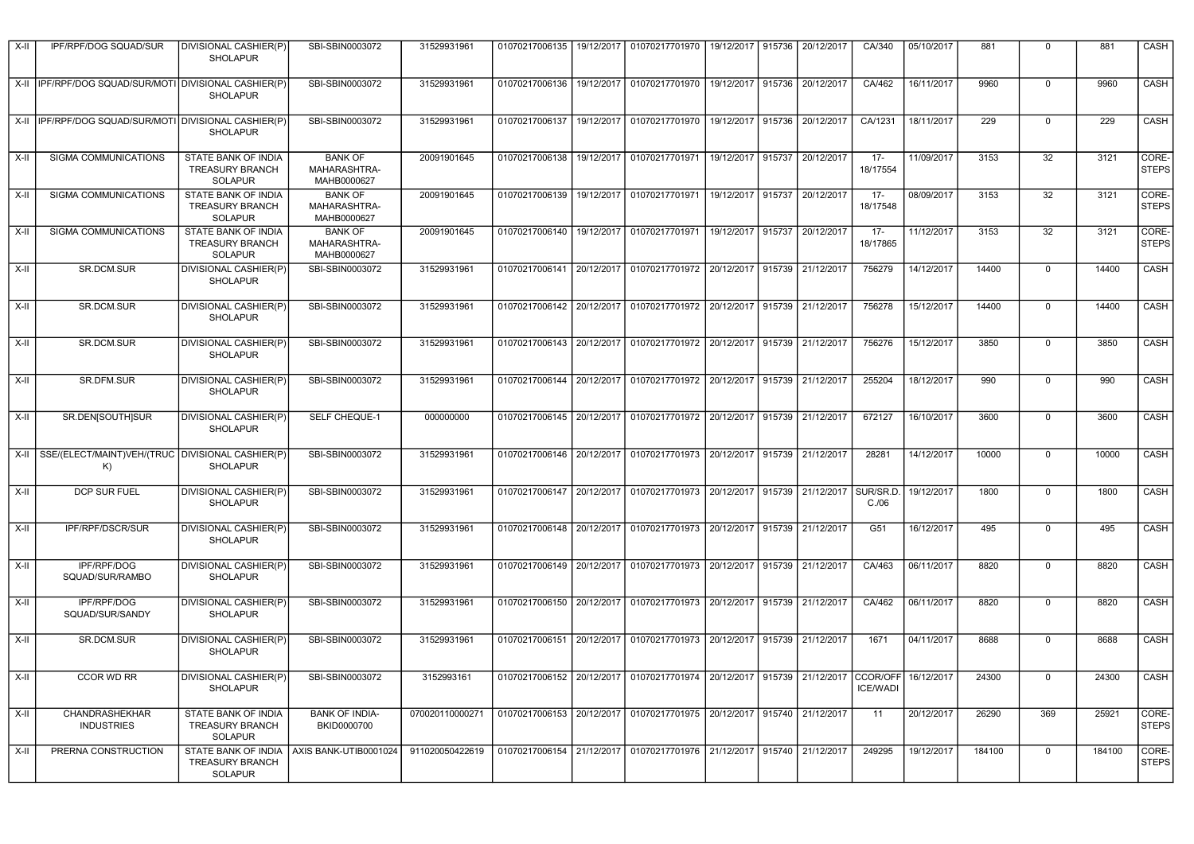| X-II | IPF/RPF/DOG SQUAD/SUR | DIVISIONAL CASHIER(P) SHOLAPUR | SBI-SBIN0003072 | 31529931961 | 01070217006135 | 19/12/2017 | 01070217701970 | 19/12/2017 | 915736 | 20/12/2017 | CA/340 | 05/10/2017 | 881 | 0 | 881 | CASH |
|---|---|---|---|---|---|---|---|---|---|---|---|---|---|---|---|---|
| X-II | IPF/RPF/DOG SQUAD/SUR/MOTI | DIVISIONAL CASHIER(P) SHOLAPUR | SBI-SBIN0003072 | 31529931961 | 01070217006136 | 19/12/2017 | 01070217701970 | 19/12/2017 | 915736 | 20/12/2017 | CA/462 | 16/11/2017 | 9960 | 0 | 9960 | CASH |
| X-II | IPF/RPF/DOG SQUAD/SUR/MOTI | DIVISIONAL CASHIER(P) SHOLAPUR | SBI-SBIN0003072 | 31529931961 | 01070217006137 | 19/12/2017 | 01070217701970 | 19/12/2017 | 915736 | 20/12/2017 | CA/1231 | 18/11/2017 | 229 | 0 | 229 | CASH |
| X-II | SIGMA COMMUNICATIONS | STATE BANK OF INDIA TREASURY BRANCH SOLAPUR | BANK OF MAHARASHTRA-MAHB0000627 | 20091901645 | 01070217006138 | 19/12/2017 | 01070217701971 | 19/12/2017 | 915737 | 20/12/2017 | 17-18/17554 | 11/09/2017 | 3153 | 32 | 3121 | CORE-STEPS |
| X-II | SIGMA COMMUNICATIONS | STATE BANK OF INDIA TREASURY BRANCH SOLAPUR | BANK OF MAHARASHTRA-MAHB0000627 | 20091901645 | 01070217006139 | 19/12/2017 | 01070217701971 | 19/12/2017 | 915737 | 20/12/2017 | 17-18/17548 | 08/09/2017 | 3153 | 32 | 3121 | CORE-STEPS |
| X-II | SIGMA COMMUNICATIONS | STATE BANK OF INDIA TREASURY BRANCH SOLAPUR | BANK OF MAHARASHTRA-MAHB0000627 | 20091901645 | 01070217006140 | 19/12/2017 | 01070217701971 | 19/12/2017 | 915737 | 20/12/2017 | 17-18/17865 | 11/12/2017 | 3153 | 32 | 3121 | CORE-STEPS |
| X-II | SR.DCM.SUR | DIVISIONAL CASHIER(P) SHOLAPUR | SBI-SBIN0003072 | 31529931961 | 01070217006141 | 20/12/2017 | 01070217701972 | 20/12/2017 | 915739 | 21/12/2017 | 756279 | 14/12/2017 | 14400 | 0 | 14400 | CASH |
| X-II | SR.DCM.SUR | DIVISIONAL CASHIER(P) SHOLAPUR | SBI-SBIN0003072 | 31529931961 | 01070217006142 | 20/12/2017 | 01070217701972 | 20/12/2017 | 915739 | 21/12/2017 | 756278 | 15/12/2017 | 14400 | 0 | 14400 | CASH |
| X-II | SR.DCM.SUR | DIVISIONAL CASHIER(P) SHOLAPUR | SBI-SBIN0003072 | 31529931961 | 01070217006143 | 20/12/2017 | 01070217701972 | 20/12/2017 | 915739 | 21/12/2017 | 756276 | 15/12/2017 | 3850 | 0 | 3850 | CASH |
| X-II | SR.DFM.SUR | DIVISIONAL CASHIER(P) SHOLAPUR | SBI-SBIN0003072 | 31529931961 | 01070217006144 | 20/12/2017 | 01070217701972 | 20/12/2017 | 915739 | 21/12/2017 | 255204 | 18/12/2017 | 990 | 0 | 990 | CASH |
| X-II | SR.DEN[SOUTH]SUR | DIVISIONAL CASHIER(P) SHOLAPUR | SELF CHEQUE-1 | 000000000 | 01070217006145 | 20/12/2017 | 01070217701972 | 20/12/2017 | 915739 | 21/12/2017 | 672127 | 16/10/2017 | 3600 | 0 | 3600 | CASH |
| X-II | SSE/(ELECT/MAINT)VEH/(TRUCK) | DIVISIONAL CASHIER(P) SHOLAPUR | SBI-SBIN0003072 | 31529931961 | 01070217006146 | 20/12/2017 | 01070217701973 | 20/12/2017 | 915739 | 21/12/2017 | 28281 | 14/12/2017 | 10000 | 0 | 10000 | CASH |
| X-II | DCP SUR FUEL | DIVISIONAL CASHIER(P) SHOLAPUR | SBI-SBIN0003072 | 31529931961 | 01070217006147 | 20/12/2017 | 01070217701973 | 20/12/2017 | 915739 | 21/12/2017 | SUR/SR.D.C./06 | 19/12/2017 | 1800 | 0 | 1800 | CASH |
| X-II | IPF/RPF/DSCR/SUR | DIVISIONAL CASHIER(P) SHOLAPUR | SBI-SBIN0003072 | 31529931961 | 01070217006148 | 20/12/2017 | 01070217701973 | 20/12/2017 | 915739 | 21/12/2017 | G51 | 16/12/2017 | 495 | 0 | 495 | CASH |
| X-II | IPF/RPF/DOG SQUAD/SUR/RAMBO | DIVISIONAL CASHIER(P) SHOLAPUR | SBI-SBIN0003072 | 31529931961 | 01070217006149 | 20/12/2017 | 01070217701973 | 20/12/2017 | 915739 | 21/12/2017 | CA/463 | 06/11/2017 | 8820 | 0 | 8820 | CASH |
| X-II | IPF/RPF/DOG SQUAD/SUR/SANDY | DIVISIONAL CASHIER(P) SHOLAPUR | SBI-SBIN0003072 | 31529931961 | 01070217006150 | 20/12/2017 | 01070217701973 | 20/12/2017 | 915739 | 21/12/2017 | CA/462 | 06/11/2017 | 8820 | 0 | 8820 | CASH |
| X-II | SR.DCM.SUR | DIVISIONAL CASHIER(P) SHOLAPUR | SBI-SBIN0003072 | 31529931961 | 01070217006151 | 20/12/2017 | 01070217701973 | 20/12/2017 | 915739 | 21/12/2017 | 1671 | 04/11/2017 | 8688 | 0 | 8688 | CASH |
| X-II | CCOR WD RR | DIVISIONAL CASHIER(P) SHOLAPUR | SBI-SBIN0003072 | 3152993161 | 01070217006152 | 20/12/2017 | 01070217701974 | 20/12/2017 | 915739 | 21/12/2017 | CCOR/OFFICE/WADI | 16/12/2017 | 24300 | 0 | 24300 | CASH |
| X-II | CHANDRASHEKHAR INDUSTRIES | STATE BANK OF INDIA TREASURY BRANCH SOLAPUR | BANK OF INDIA-BKID0000700 | 070020110000271 | 01070217006153 | 20/12/2017 | 01070217701975 | 20/12/2017 | 915740 | 21/12/2017 | 11 | 20/12/2017 | 26290 | 369 | 25921 | CORE-STEPS |
| X-II | PRERNA CONSTRUCTION | STATE BANK OF INDIA TREASURY BRANCH SOLAPUR | AXIS BANK-UTIB0001024 | 911020050422619 | 01070217006154 | 21/12/2017 | 01070217701976 | 21/12/2017 | 915740 | 21/12/2017 | 249295 | 19/12/2017 | 184100 | 0 | 184100 | CORE-STEPS |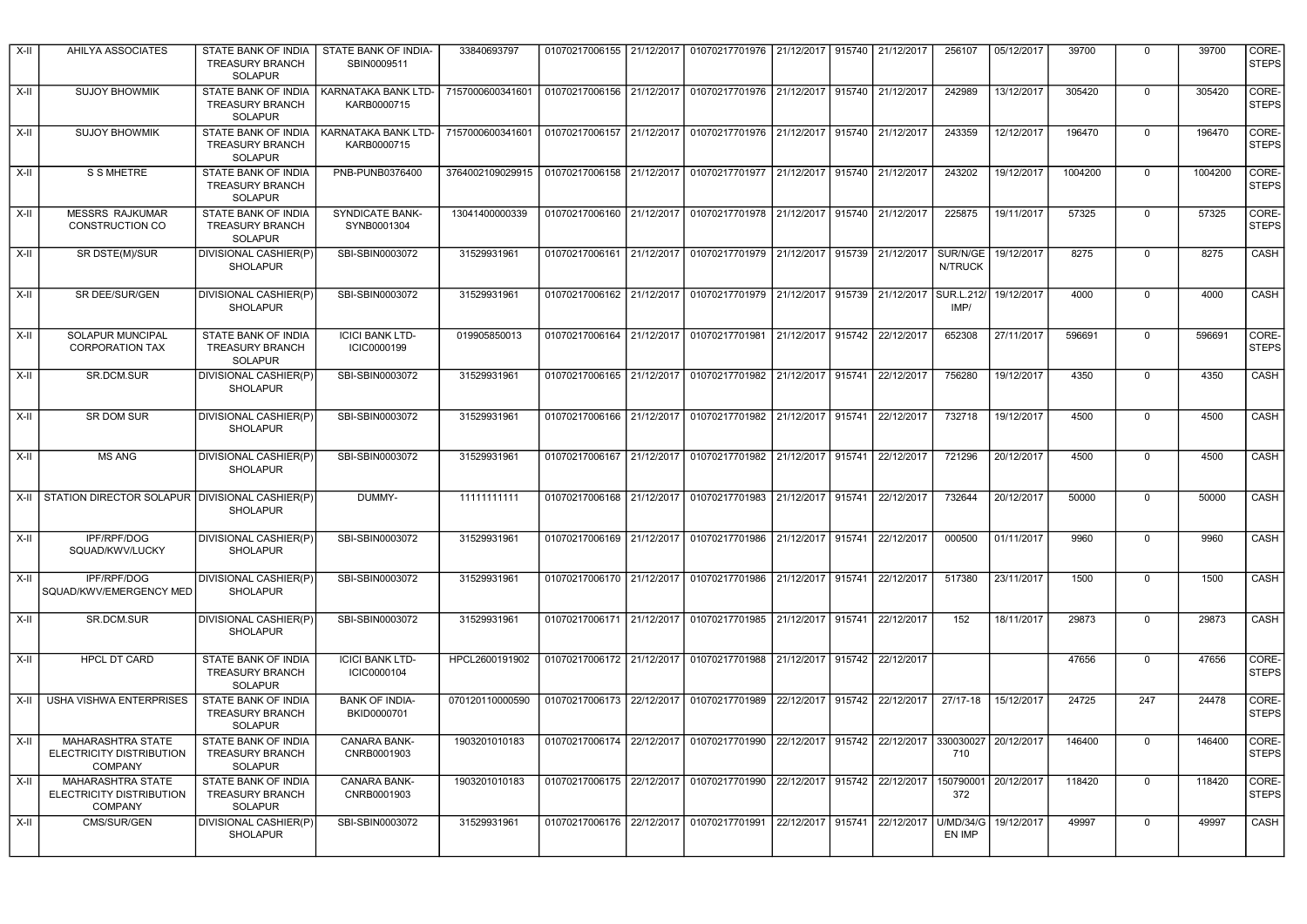| | | | | | | | | | | | | | | | | |
|---|---|---|---|---|---|---|---|---|---|---|---|---|---|---|---|---|
| X-II | AHILYA ASSOCIATES | STATE BANK OF INDIA TREASURY BRANCH SOLAPUR | STATE BANK OF INDIA-SBIN0009511 | 33840693797 | 01070217006155 | 21/12/2017 | 01070217701976 | 21/12/2017 | 915740 | 21/12/2017 | 256107 | 05/12/2017 | 39700 | 0 | 39700 | CORE-STEPS |
| X-II | SUJOY BHOWMIK | STATE BANK OF INDIA TREASURY BRANCH SOLAPUR | KARNATAKA BANK LTD-KARB0000715 | 7157000600341601 | 01070217006156 | 21/12/2017 | 01070217701976 | 21/12/2017 | 915740 | 21/12/2017 | 242989 | 13/12/2017 | 305420 | 0 | 305420 | CORE-STEPS |
| X-II | SUJOY BHOWMIK | STATE BANK OF INDIA TREASURY BRANCH SOLAPUR | KARNATAKA BANK LTD-KARB0000715 | 7157000600341601 | 01070217006157 | 21/12/2017 | 01070217701976 | 21/12/2017 | 915740 | 21/12/2017 | 243359 | 12/12/2017 | 196470 | 0 | 196470 | CORE-STEPS |
| X-II | S S MHETRE | STATE BANK OF INDIA TREASURY BRANCH SOLAPUR | PNB-PUNB0376400 | 3764002109029915 | 01070217006158 | 21/12/2017 | 01070217701977 | 21/12/2017 | 915740 | 21/12/2017 | 243202 | 19/12/2017 | 1004200 | 0 | 1004200 | CORE-STEPS |
| X-II | MESSRS RAJKUMAR CONSTRUCTION CO | STATE BANK OF INDIA TREASURY BRANCH SOLAPUR | SYNDICATE BANK-SYNB0001304 | 13041400000339 | 01070217006160 | 21/12/2017 | 01070217701978 | 21/12/2017 | 915740 | 21/12/2017 | 225875 | 19/11/2017 | 57325 | 0 | 57325 | CORE-STEPS |
| X-II | SR DSTE(M)/SUR | DIVISIONAL CASHIER(P) SHOLAPUR | SBI-SBIN0003072 | 31529931961 | 01070217006161 | 21/12/2017 | 01070217701979 | 21/12/2017 | 915739 | 21/12/2017 | SUR/N/GEN/TRUCK | 19/12/2017 | 8275 | 0 | 8275 | CASH |
| X-II | SR DEE/SUR/GEN | DIVISIONAL CASHIER(P) SHOLAPUR | SBI-SBIN0003072 | 31529931961 | 01070217006162 | 21/12/2017 | 01070217701979 | 21/12/2017 | 915739 | 21/12/2017 | SUR.L.212/IMP/ | 19/12/2017 | 4000 | 0 | 4000 | CASH |
| X-II | SOLAPUR MUNCIPAL CORPORATION TAX | STATE BANK OF INDIA TREASURY BRANCH SOLAPUR | ICICI BANK LTD-ICIC0000199 | 019905850013 | 01070217006164 | 21/12/2017 | 01070217701981 | 21/12/2017 | 915742 | 22/12/2017 | 652308 | 27/11/2017 | 596691 | 0 | 596691 | CORE-STEPS |
| X-II | SR.DCM.SUR | DIVISIONAL CASHIER(P) SHOLAPUR | SBI-SBIN0003072 | 31529931961 | 01070217006165 | 21/12/2017 | 01070217701982 | 21/12/2017 | 915741 | 22/12/2017 | 756280 | 19/12/2017 | 4350 | 0 | 4350 | CASH |
| X-II | SR DOM SUR | DIVISIONAL CASHIER(P) SHOLAPUR | SBI-SBIN0003072 | 31529931961 | 01070217006166 | 21/12/2017 | 01070217701982 | 21/12/2017 | 915741 | 22/12/2017 | 732718 | 19/12/2017 | 4500 | 0 | 4500 | CASH |
| X-II | MS ANG | DIVISIONAL CASHIER(P) SHOLAPUR | SBI-SBIN0003072 | 31529931961 | 01070217006167 | 21/12/2017 | 01070217701982 | 21/12/2017 | 915741 | 22/12/2017 | 721296 | 20/12/2017 | 4500 | 0 | 4500 | CASH |
| X-II | STATION DIRECTOR SOLAPUR | DIVISIONAL CASHIER(P) SHOLAPUR | DUMMY- | 11111111111 | 01070217006168 | 21/12/2017 | 01070217701983 | 21/12/2017 | 915741 | 22/12/2017 | 732644 | 20/12/2017 | 50000 | 0 | 50000 | CASH |
| X-II | IPF/RPF/DOG SQUAD/KWV/LUCKY | DIVISIONAL CASHIER(P) SHOLAPUR | SBI-SBIN0003072 | 31529931961 | 01070217006169 | 21/12/2017 | 01070217701986 | 21/12/2017 | 915741 | 22/12/2017 | 000500 | 01/11/2017 | 9960 | 0 | 9960 | CASH |
| X-II | IPF/RPF/DOG SQUAD/KWV/EMERGENCY MED | DIVISIONAL CASHIER(P) SHOLAPUR | SBI-SBIN0003072 | 31529931961 | 01070217006170 | 21/12/2017 | 01070217701986 | 21/12/2017 | 915741 | 22/12/2017 | 517380 | 23/11/2017 | 1500 | 0 | 1500 | CASH |
| X-II | SR.DCM.SUR | DIVISIONAL CASHIER(P) SHOLAPUR | SBI-SBIN0003072 | 31529931961 | 01070217006171 | 21/12/2017 | 01070217701985 | 21/12/2017 | 915741 | 22/12/2017 | 152 | 18/11/2017 | 29873 | 0 | 29873 | CASH |
| X-II | HPCL DT CARD | STATE BANK OF INDIA TREASURY BRANCH SOLAPUR | ICICI BANK LTD-ICIC0000104 | HPCL2600191902 | 01070217006172 | 21/12/2017 | 01070217701988 | 21/12/2017 | 915742 | 22/12/2017 | | | 47656 | 0 | 47656 | CORE-STEPS |
| X-II | USHA VISHWA ENTERPRISES | STATE BANK OF INDIA TREASURY BRANCH SOLAPUR | BANK OF INDIA-BKID0000701 | 070120110000590 | 01070217006173 | 22/12/2017 | 01070217701989 | 22/12/2017 | 915742 | 22/12/2017 | 27/17-18 | 15/12/2017 | 24725 | 247 | 24478 | CORE-STEPS |
| X-II | MAHARASHTRA STATE ELECTRICITY DISTRIBUTION COMPANY | STATE BANK OF INDIA TREASURY BRANCH SOLAPUR | CANARA BANK-CNRB0001903 | 1903201010183 | 01070217006174 | 22/12/2017 | 01070217701990 | 22/12/2017 | 915742 | 22/12/2017 | 330030027710 | 20/12/2017 | 146400 | 0 | 146400 | CORE-STEPS |
| X-II | MAHARASHTRA STATE ELECTRICITY DISTRIBUTION COMPANY | STATE BANK OF INDIA TREASURY BRANCH SOLAPUR | CANARA BANK-CNRB0001903 | 1903201010183 | 01070217006175 | 22/12/2017 | 01070217701990 | 22/12/2017 | 915742 | 22/12/2017 | 150790001372 | 20/12/2017 | 118420 | 0 | 118420 | CORE-STEPS |
| X-II | CMS/SUR/GEN | DIVISIONAL CASHIER(P) SHOLAPUR | SBI-SBIN0003072 | 31529931961 | 01070217006176 | 22/12/2017 | 01070217701991 | 22/12/2017 | 915741 | 22/12/2017 | U/MD/34/GEN IMP | 19/12/2017 | 49997 | 0 | 49997 | CASH |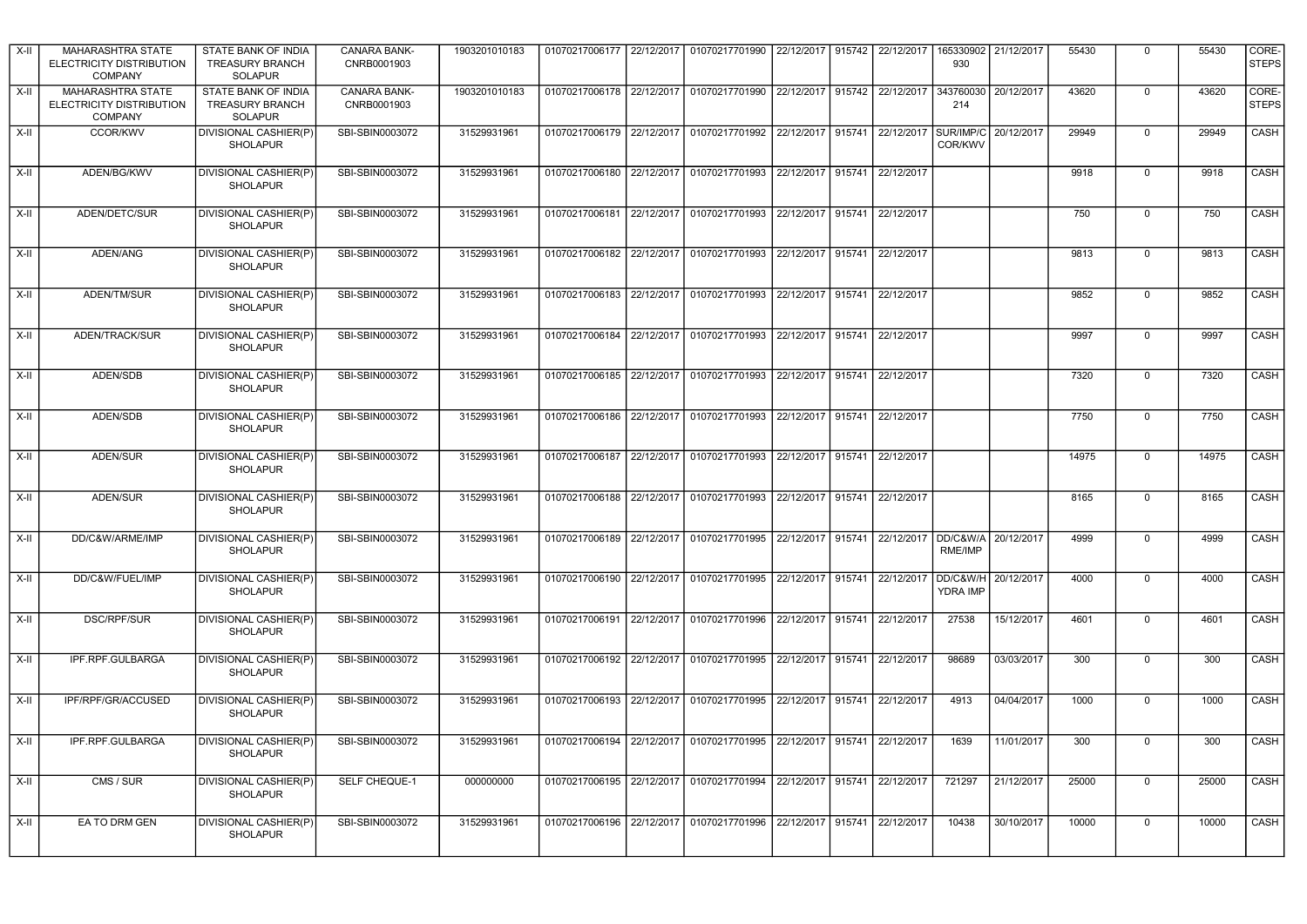| X-II | MAHARASHTRA STATE ELECTRICITY DISTRIBUTION COMPANY | STATE BANK OF INDIA TREASURY BRANCH SOLAPUR | CANARA BANK-CNRB0001903 | 1903201010183 | 01070217006177 | 22/12/2017 | 01070217701990 | 22/12/2017 | 915742 | 22/12/2017 | 165330902930 | 21/12/2017 | 55430 | 0 | 55430 | CORE-STEPS |
|---|---|---|---|---|---|---|---|---|---|---|---|---|---|---|---|---|
| X-II | MAHARASHTRA STATE ELECTRICITY DISTRIBUTION COMPANY | STATE BANK OF INDIA TREASURY BRANCH SOLAPUR | CANARA BANK-CNRB0001903 | 1903201010183 | 01070217006178 | 22/12/2017 | 01070217701990 | 22/12/2017 | 915742 | 22/12/2017 | 343760030214 | 20/12/2017 | 43620 | 0 | 43620 | CORE-STEPS |
| X-II | CCOR/KWV | DIVISIONAL CASHIER(P) SHOLAPUR | SBI-SBIN0003072 | 31529931961 | 01070217006179 | 22/12/2017 | 01070217701992 | 22/12/2017 | 915741 | 22/12/2017 | SUR/IMP/CCOR/KWV | 20/12/2017 | 29949 | 0 | 29949 | CASH |
| X-II | ADEN/BG/KWV | DIVISIONAL CASHIER(P) SHOLAPUR | SBI-SBIN0003072 | 31529931961 | 01070217006180 | 22/12/2017 | 01070217701993 | 22/12/2017 | 915741 | 22/12/2017 | | | 9918 | 0 | 9918 | CASH |
| X-II | ADEN/DETC/SUR | DIVISIONAL CASHIER(P) SHOLAPUR | SBI-SBIN0003072 | 31529931961 | 01070217006181 | 22/12/2017 | 01070217701993 | 22/12/2017 | 915741 | 22/12/2017 | | | 750 | 0 | 750 | CASH |
| X-II | ADEN/ANG | DIVISIONAL CASHIER(P) SHOLAPUR | SBI-SBIN0003072 | 31529931961 | 01070217006182 | 22/12/2017 | 01070217701993 | 22/12/2017 | 915741 | 22/12/2017 | | | 9813 | 0 | 9813 | CASH |
| X-II | ADEN/TM/SUR | DIVISIONAL CASHIER(P) SHOLAPUR | SBI-SBIN0003072 | 31529931961 | 01070217006183 | 22/12/2017 | 01070217701993 | 22/12/2017 | 915741 | 22/12/2017 | | | 9852 | 0 | 9852 | CASH |
| X-II | ADEN/TRACK/SUR | DIVISIONAL CASHIER(P) SHOLAPUR | SBI-SBIN0003072 | 31529931961 | 01070217006184 | 22/12/2017 | 01070217701993 | 22/12/2017 | 915741 | 22/12/2017 | | | 9997 | 0 | 9997 | CASH |
| X-II | ADEN/SDB | DIVISIONAL CASHIER(P) SHOLAPUR | SBI-SBIN0003072 | 31529931961 | 01070217006185 | 22/12/2017 | 01070217701993 | 22/12/2017 | 915741 | 22/12/2017 | | | 7320 | 0 | 7320 | CASH |
| X-II | ADEN/SDB | DIVISIONAL CASHIER(P) SHOLAPUR | SBI-SBIN0003072 | 31529931961 | 01070217006186 | 22/12/2017 | 01070217701993 | 22/12/2017 | 915741 | 22/12/2017 | | | 7750 | 0 | 7750 | CASH |
| X-II | ADEN/SUR | DIVISIONAL CASHIER(P) SHOLAPUR | SBI-SBIN0003072 | 31529931961 | 01070217006187 | 22/12/2017 | 01070217701993 | 22/12/2017 | 915741 | 22/12/2017 | | | 14975 | 0 | 14975 | CASH |
| X-II | ADEN/SUR | DIVISIONAL CASHIER(P) SHOLAPUR | SBI-SBIN0003072 | 31529931961 | 01070217006188 | 22/12/2017 | 01070217701993 | 22/12/2017 | 915741 | 22/12/2017 | | | 8165 | 0 | 8165 | CASH |
| X-II | DD/C&W/ARME/IMP | DIVISIONAL CASHIER(P) SHOLAPUR | SBI-SBIN0003072 | 31529931961 | 01070217006189 | 22/12/2017 | 01070217701995 | 22/12/2017 | 915741 | 22/12/2017 | DD/C&W/ARME/IMP | 20/12/2017 | 4999 | 0 | 4999 | CASH |
| X-II | DD/C&W/FUEL/IMP | DIVISIONAL CASHIER(P) SHOLAPUR | SBI-SBIN0003072 | 31529931961 | 01070217006190 | 22/12/2017 | 01070217701995 | 22/12/2017 | 915741 | 22/12/2017 | DD/C&W/HYDRA IMP | 20/12/2017 | 4000 | 0 | 4000 | CASH |
| X-II | DSC/RPF/SUR | DIVISIONAL CASHIER(P) SHOLAPUR | SBI-SBIN0003072 | 31529931961 | 01070217006191 | 22/12/2017 | 01070217701996 | 22/12/2017 | 915741 | 22/12/2017 | 27538 | 15/12/2017 | 4601 | 0 | 4601 | CASH |
| X-II | IPF.RPF.GULBARGA | DIVISIONAL CASHIER(P) SHOLAPUR | SBI-SBIN0003072 | 31529931961 | 01070217006192 | 22/12/2017 | 01070217701995 | 22/12/2017 | 915741 | 22/12/2017 | 98689 | 03/03/2017 | 300 | 0 | 300 | CASH |
| X-II | IPF/RPF/GR/ACCUSED | DIVISIONAL CASHIER(P) SHOLAPUR | SBI-SBIN0003072 | 31529931961 | 01070217006193 | 22/12/2017 | 01070217701995 | 22/12/2017 | 915741 | 22/12/2017 | 4913 | 04/04/2017 | 1000 | 0 | 1000 | CASH |
| X-II | IPF.RPF.GULBARGA | DIVISIONAL CASHIER(P) SHOLAPUR | SBI-SBIN0003072 | 31529931961 | 01070217006194 | 22/12/2017 | 01070217701995 | 22/12/2017 | 915741 | 22/12/2017 | 1639 | 11/01/2017 | 300 | 0 | 300 | CASH |
| X-II | CMS / SUR | DIVISIONAL CASHIER(P) SHOLAPUR | SELF CHEQUE-1 | 000000000 | 01070217006195 | 22/12/2017 | 01070217701994 | 22/12/2017 | 915741 | 22/12/2017 | 721297 | 21/12/2017 | 25000 | 0 | 25000 | CASH |
| X-II | EA TO DRM GEN | DIVISIONAL CASHIER(P) SHOLAPUR | SBI-SBIN0003072 | 31529931961 | 01070217006196 | 22/12/2017 | 01070217701996 | 22/12/2017 | 915741 | 22/12/2017 | 10438 | 30/10/2017 | 10000 | 0 | 10000 | CASH |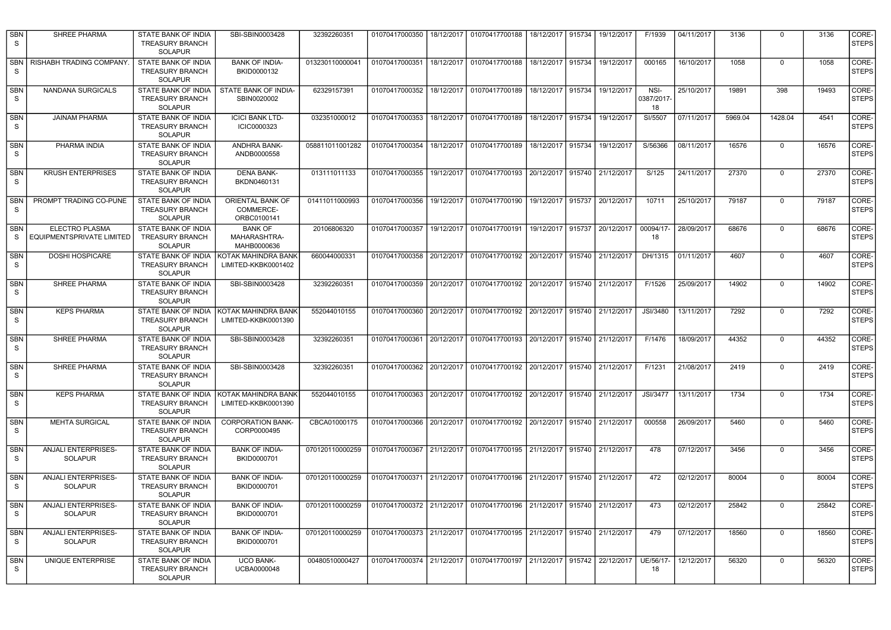| SBNS | SHREE PHARMA | STATE BANK OF INDIA TREASURY BRANCH SOLAPUR | SBI-SBIN0003428 | 32392260351 | 01070417000350 | 18/12/2017 | 01070417700188 | 18/12/2017 | 915734 | 19/12/2017 | F/1939 | 04/11/2017 | 3136 | 0 | 3136 | CORE-STEPS |
|---|---|---|---|---|---|---|---|---|---|---|---|---|---|---|---|---|
| SBNS | RISHABH TRADING COMPANY. | STATE BANK OF INDIA TREASURY BRANCH SOLAPUR | BANK OF INDIA-BKID0000132 | 013230110000041 | 01070417000351 | 18/12/2017 | 01070417700188 | 18/12/2017 | 915734 | 19/12/2017 | 000165 | 16/10/2017 | 1058 | 0 | 1058 | CORE-STEPS |
| SBNS | NANDANA SURGICALS | STATE BANK OF INDIA TREASURY BRANCH SOLAPUR | STATE BANK OF INDIA-SBIN0020002 | 62329157391 | 01070417000352 | 18/12/2017 | 01070417700189 | 18/12/2017 | 915734 | 19/12/2017 | NSI-0387/2017-18 | 25/10/2017 | 19891 | 398 | 19493 | CORE-STEPS |
| SBNS | JAINAM PHARMA | STATE BANK OF INDIA TREASURY BRANCH SOLAPUR | ICICI BANK LTD-ICIC0000323 | 032351000012 | 01070417000353 | 18/12/2017 | 01070417700189 | 18/12/2017 | 915734 | 19/12/2017 | SI/5507 | 07/11/2017 | 5969.04 | 1428.04 | 4541 | CORE-STEPS |
| SBNS | PHARMA INDIA | STATE BANK OF INDIA TREASURY BRANCH SOLAPUR | ANDHRA BANK-ANDB0000558 | 058811011001282 | 01070417000354 | 18/12/2017 | 01070417700189 | 18/12/2017 | 915734 | 19/12/2017 | S/56366 | 08/11/2017 | 16576 | 0 | 16576 | CORE-STEPS |
| SBNS | KRUSH ENTERPRISES | STATE BANK OF INDIA TREASURY BRANCH SOLAPUR | DENA BANK-BKDN0460131 | 013111011133 | 01070417000355 | 19/12/2017 | 01070417700193 | 20/12/2017 | 915740 | 21/12/2017 | S/125 | 24/11/2017 | 27370 | 0 | 27370 | CORE-STEPS |
| SBNS | PROMPT TRADING CO-PUNE | STATE BANK OF INDIA TREASURY BRANCH SOLAPUR | ORIENTAL BANK OF COMMERCE-ORBC0100141 | 01411011000993 | 01070417000356 | 19/12/2017 | 01070417700190 | 19/12/2017 | 915737 | 20/12/2017 | 10711 | 25/10/2017 | 79187 | 0 | 79187 | CORE-STEPS |
| SBNS | ELECTRO PLASMA EQUIPMENTSPRIVATE LIMITED | STATE BANK OF INDIA TREASURY BRANCH SOLAPUR | BANK OF MAHARASHTRA-MAHB0000636 | 20106806320 | 01070417000357 | 19/12/2017 | 01070417700191 | 19/12/2017 | 915737 | 20/12/2017 | 00094/17-18 | 28/09/2017 | 68676 | 0 | 68676 | CORE-STEPS |
| SBNS | DOSHI HOSPICARE | STATE BANK OF INDIA TREASURY BRANCH SOLAPUR | KOTAK MAHINDRA BANK LIMITED-KKBK0001402 | 660044000331 | 01070417000358 | 20/12/2017 | 01070417700192 | 20/12/2017 | 915740 | 21/12/2017 | DH/1315 | 01/11/2017 | 4607 | 0 | 4607 | CORE-STEPS |
| SBNS | SHREE PHARMA | STATE BANK OF INDIA TREASURY BRANCH SOLAPUR | SBI-SBIN0003428 | 32392260351 | 01070417000359 | 20/12/2017 | 01070417700192 | 20/12/2017 | 915740 | 21/12/2017 | F/1526 | 25/09/2017 | 14902 | 0 | 14902 | CORE-STEPS |
| SBNS | KEPS PHARMA | STATE BANK OF INDIA TREASURY BRANCH SOLAPUR | KOTAK MAHINDRA BANK LIMITED-KKBK0001390 | 552044010155 | 01070417000360 | 20/12/2017 | 01070417700192 | 20/12/2017 | 915740 | 21/12/2017 | JSI/3480 | 13/11/2017 | 7292 | 0 | 7292 | CORE-STEPS |
| SBNS | SHREE PHARMA | STATE BANK OF INDIA TREASURY BRANCH SOLAPUR | SBI-SBIN0003428 | 32392260351 | 01070417000361 | 20/12/2017 | 01070417700193 | 20/12/2017 | 915740 | 21/12/2017 | F/1476 | 18/09/2017 | 44352 | 0 | 44352 | CORE-STEPS |
| SBNS | SHREE PHARMA | STATE BANK OF INDIA TREASURY BRANCH SOLAPUR | SBI-SBIN0003428 | 32392260351 | 01070417000362 | 20/12/2017 | 01070417700192 | 20/12/2017 | 915740 | 21/12/2017 | F/1231 | 21/08/2017 | 2419 | 0 | 2419 | CORE-STEPS |
| SBNS | KEPS PHARMA | STATE BANK OF INDIA TREASURY BRANCH SOLAPUR | KOTAK MAHINDRA BANK LIMITED-KKBK0001390 | 552044010155 | 01070417000363 | 20/12/2017 | 01070417700192 | 20/12/2017 | 915740 | 21/12/2017 | JSI/3477 | 13/11/2017 | 1734 | 0 | 1734 | CORE-STEPS |
| SBNS | MEHTA SURGICAL | STATE BANK OF INDIA TREASURY BRANCH SOLAPUR | CORPORATION BANK-CORP0000495 | CBCA01000175 | 01070417000366 | 20/12/2017 | 01070417700192 | 20/12/2017 | 915740 | 21/12/2017 | 000558 | 26/09/2017 | 5460 | 0 | 5460 | CORE-STEPS |
| SBNS | ANJALI ENTERPRISES-SOLAPUR | STATE BANK OF INDIA TREASURY BRANCH SOLAPUR | BANK OF INDIA-BKID0000701 | 070120110000259 | 01070417000367 | 21/12/2017 | 01070417700195 | 21/12/2017 | 915740 | 21/12/2017 | 478 | 07/12/2017 | 3456 | 0 | 3456 | CORE-STEPS |
| SBNS | ANJALI ENTERPRISES-SOLAPUR | STATE BANK OF INDIA TREASURY BRANCH SOLAPUR | BANK OF INDIA-BKID0000701 | 070120110000259 | 01070417000371 | 21/12/2017 | 01070417700196 | 21/12/2017 | 915740 | 21/12/2017 | 472 | 02/12/2017 | 80004 | 0 | 80004 | CORE-STEPS |
| SBNS | ANJALI ENTERPRISES-SOLAPUR | STATE BANK OF INDIA TREASURY BRANCH SOLAPUR | BANK OF INDIA-BKID0000701 | 070120110000259 | 01070417000372 | 21/12/2017 | 01070417700196 | 21/12/2017 | 915740 | 21/12/2017 | 473 | 02/12/2017 | 25842 | 0 | 25842 | CORE-STEPS |
| SBNS | ANJALI ENTERPRISES-SOLAPUR | STATE BANK OF INDIA TREASURY BRANCH SOLAPUR | BANK OF INDIA-BKID0000701 | 070120110000259 | 01070417000373 | 21/12/2017 | 01070417700195 | 21/12/2017 | 915740 | 21/12/2017 | 479 | 07/12/2017 | 18560 | 0 | 18560 | CORE-STEPS |
| SBNS | UNIQUE ENTERPRISE | STATE BANK OF INDIA TREASURY BRANCH SOLAPUR | UCO BANK-UCBA0000048 | 00480510000427 | 01070417000374 | 21/12/2017 | 01070417700197 | 21/12/2017 | 915742 | 22/12/2017 | UE/56/17-18 | 12/12/2017 | 56320 | 0 | 56320 | CORE-STEPS |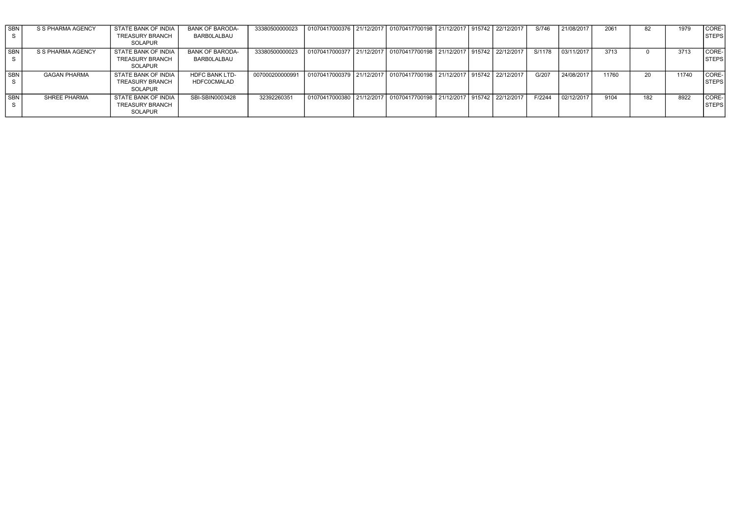| | | | | | | | | | | | | | | | | |
|---|---|---|---|---|---|---|---|---|---|---|---|---|---|---|---|---|
| SBNS | S S PHARMA AGENCY | STATE BANK OF INDIA TREASURY BRANCH SOLAPUR | BANK OF BARODA-BARB0LALBAU | 33380500000023 | 01070417000376 | 21/12/2017 | 01070417700198 | 21/12/2017 | 915742 | 22/12/2017 | S/746 | 21/08/2017 | 2061 | 82 | 1979 | CORE-STEPS |
| SBNS | S S PHARMA AGENCY | STATE BANK OF INDIA TREASURY BRANCH SOLAPUR | BANK OF BARODA-BARB0LALBAU | 33380500000023 | 01070417000377 | 21/12/2017 | 01070417700198 | 21/12/2017 | 915742 | 22/12/2017 | S/1178 | 03/11/2017 | 3713 | 0 | 3713 | CORE-STEPS |
| SBNS | GAGAN PHARMA | STATE BANK OF INDIA TREASURY BRANCH SOLAPUR | HDFC BANK LTD-HDFC0CMALAD | 007000200000991 | 01070417000379 | 21/12/2017 | 01070417700198 | 21/12/2017 | 915742 | 22/12/2017 | G/207 | 24/08/2017 | 11760 | 20 | 11740 | CORE-STEPS |
| SBNS | SHREE PHARMA | STATE BANK OF INDIA TREASURY BRANCH SOLAPUR | SBI-SBIN0003428 | 32392260351 | 01070417000380 | 21/12/2017 | 01070417700198 | 21/12/2017 | 915742 | 22/12/2017 | F/2244 | 02/12/2017 | 9104 | 182 | 8922 | CORE-STEPS |